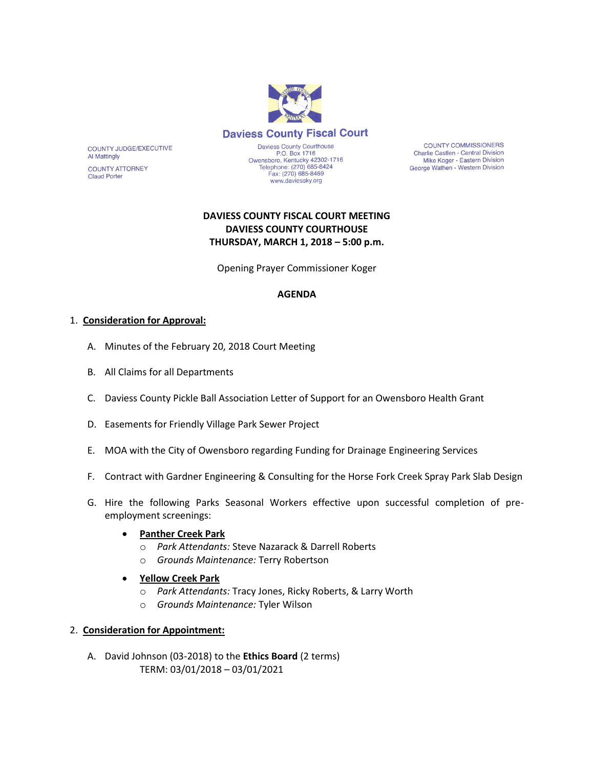# Daviess County Fiscal Court

COUNTY JUDGE/EXECUTIVE
Al Mattingly

COUNTY ATTORNEY
Claud Porter

Daviess County Courthouse
P.O. Box 1716
Owensboro, Kentucky 42302-1716
Telephone: (270) 685-8424
Fax: (270) 685-8469
www.daviessky.org

COUNTY COMMISSIONERS
Charlie Castlen - Central Division
Mike Koger - Eastern Division
George Wathen - Western Division

**DAVIESS COUNTY FISCAL COURT MEETING**
**DAVIESS COUNTY COURTHOUSE**
**THURSDAY, MARCH 1, 2018 – 5:00 p.m.**

Opening Prayer Commissioner Koger

## AGENDA

1. **Consideration for Approval:**

   A. Minutes of the February 20, 2018 Court Meeting

   B. All Claims for all Departments

   C. Daviess County Pickle Ball Association Letter of Support for an Owensboro Health Grant

   D. Easements for Friendly Village Park Sewer Project

   E. MOA with the City of Owensboro regarding Funding for Drainage Engineering Services

   F. Contract with Gardner Engineering & Consulting for the Horse Fork Creek Spray Park Slab Design

   G. Hire the following Parks Seasonal Workers effective upon successful completion of pre-employment screenings:

      - **Panther Creek Park**
        - *Park Attendants:* Steve Nazarack & Darrell Roberts
        - *Grounds Maintenance:* Terry Robertson
      - **Yellow Creek Park**
        - *Park Attendants:* Tracy Jones, Ricky Roberts, & Larry Worth
        - *Grounds Maintenance:* Tyler Wilson

2. **Consideration for Appointment:**

   A. David Johnson (03-2018) to the **Ethics Board** (2 terms)
      TERM: 03/01/2018 – 03/01/2021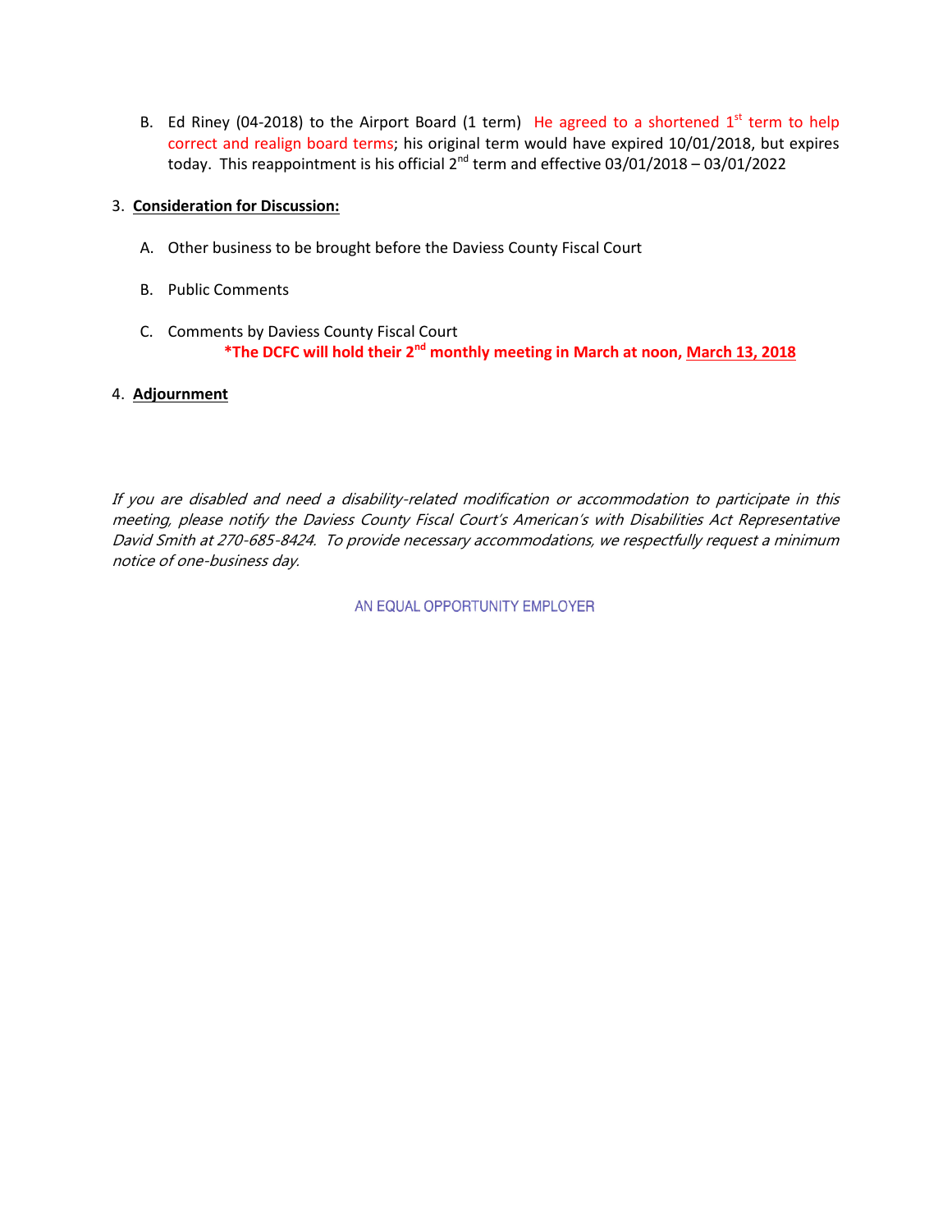B. Ed Riney (04-2018) to the Airport Board (1 term) He agreed to a shortened 1st term to help correct and realign board terms; his original term would have expired 10/01/2018, but expires today. This reappointment is his official 2nd term and effective 03/01/2018 – 03/01/2022

3. **Consideration for Discussion:**

   A. Other business to be brought before the Daviess County Fiscal Court

   B. Public Comments

   C. Comments by Daviess County Fiscal Court

   **\*The DCFC will hold their 2nd monthly meeting in March at noon, March 13, 2018**

4. **Adjournment**

*If you are disabled and need a disability-related modification or accommodation to participate in this meeting, please notify the Daviess County Fiscal Court's American's with Disabilities Act Representative David Smith at 270-685-8424. To provide necessary accommodations, we respectfully request a minimum notice of one-business day.*

AN EQUAL OPPORTUNITY EMPLOYER